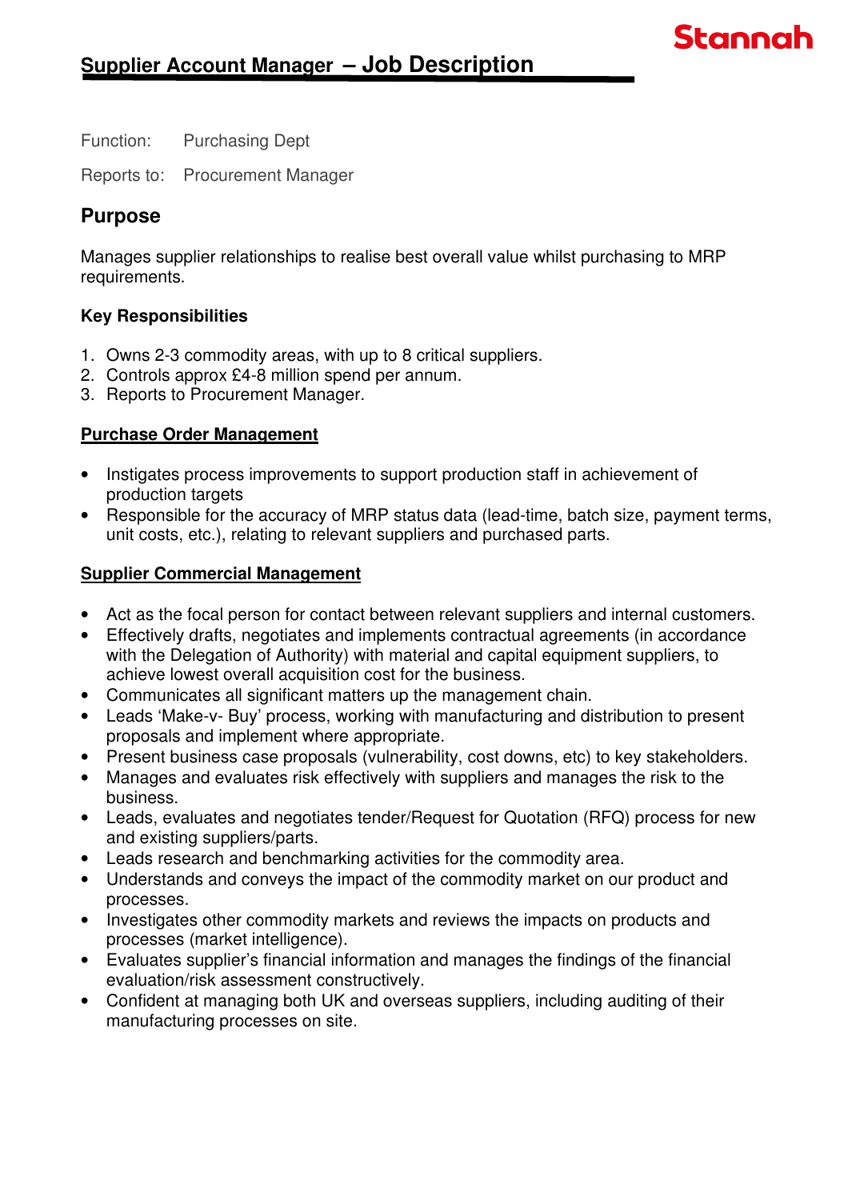Stannah

# Supplier Account Manager – Job Description

Function: Purchasing Dept

Reports to: Procurement Manager

## Purpose

Manages supplier relationships to realise best overall value whilst purchasing to MRP requirements.

### Key Responsibilities

1. Owns 2-3 commodity areas, with up to 8 critical suppliers.
2. Controls approx £4-8 million spend per annum.
3. Reports to Procurement Manager.

**Purchase Order Management**

- Instigates process improvements to support production staff in achievement of production targets
- Responsible for the accuracy of MRP status data (lead-time, batch size, payment terms, unit costs, etc.), relating to relevant suppliers and purchased parts.

**Supplier Commercial Management**

- Act as the focal person for contact between relevant suppliers and internal customers.
- Effectively drafts, negotiates and implements contractual agreements (in accordance with the Delegation of Authority) with material and capital equipment suppliers, to achieve lowest overall acquisition cost for the business.
- Communicates all significant matters up the management chain.
- Leads 'Make-v- Buy' process, working with manufacturing and distribution to present proposals and implement where appropriate.
- Present business case proposals (vulnerability, cost downs, etc) to key stakeholders.
- Manages and evaluates risk effectively with suppliers and manages the risk to the business.
- Leads, evaluates and negotiates tender/Request for Quotation (RFQ) process for new and existing suppliers/parts.
- Leads research and benchmarking activities for the commodity area.
- Understands and conveys the impact of the commodity market on our product and processes.
- Investigates other commodity markets and reviews the impacts on products and processes (market intelligence).
- Evaluates supplier's financial information and manages the findings of the financial evaluation/risk assessment constructively.
- Confident at managing both UK and overseas suppliers, including auditing of their manufacturing processes on site.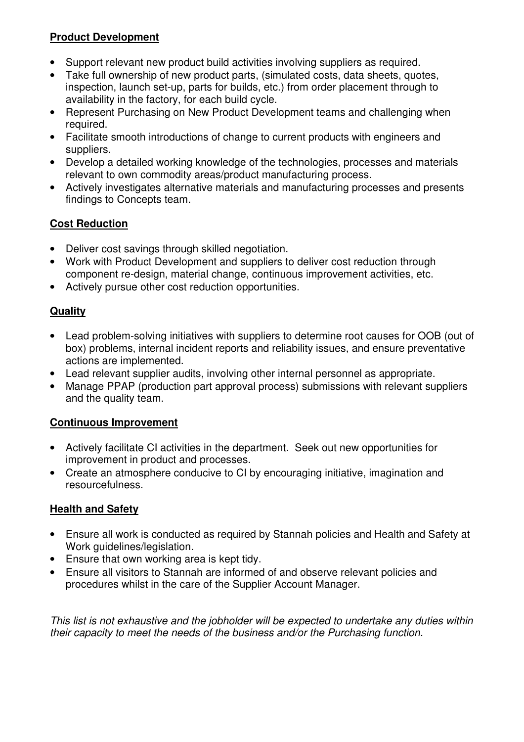**Product Development**

- Support relevant new product build activities involving suppliers as required.
- Take full ownership of new product parts, (simulated costs, data sheets, quotes, inspection, launch set-up, parts for builds, etc.) from order placement through to availability in the factory, for each build cycle.
- Represent Purchasing on New Product Development teams and challenging when required.
- Facilitate smooth introductions of change to current products with engineers and suppliers.
- Develop a detailed working knowledge of the technologies, processes and materials relevant to own commodity areas/product manufacturing process.
- Actively investigates alternative materials and manufacturing processes and presents findings to Concepts team.

**Cost Reduction**

- Deliver cost savings through skilled negotiation.
- Work with Product Development and suppliers to deliver cost reduction through component re-design, material change, continuous improvement activities, etc.
- Actively pursue other cost reduction opportunities.

**Quality**

- Lead problem-solving initiatives with suppliers to determine root causes for OOB (out of box) problems, internal incident reports and reliability issues, and ensure preventative actions are implemented.
- Lead relevant supplier audits, involving other internal personnel as appropriate.
- Manage PPAP (production part approval process) submissions with relevant suppliers and the quality team.

**Continuous Improvement**

- Actively facilitate CI activities in the department. Seek out new opportunities for improvement in product and processes.
- Create an atmosphere conducive to CI by encouraging initiative, imagination and resourcefulness.

**Health and Safety**

- Ensure all work is conducted as required by Stannah policies and Health and Safety at Work guidelines/legislation.
- Ensure that own working area is kept tidy.
- Ensure all visitors to Stannah are informed of and observe relevant policies and procedures whilst in the care of the Supplier Account Manager.

*This list is not exhaustive and the jobholder will be expected to undertake any duties within their capacity to meet the needs of the business and/or the Purchasing function.*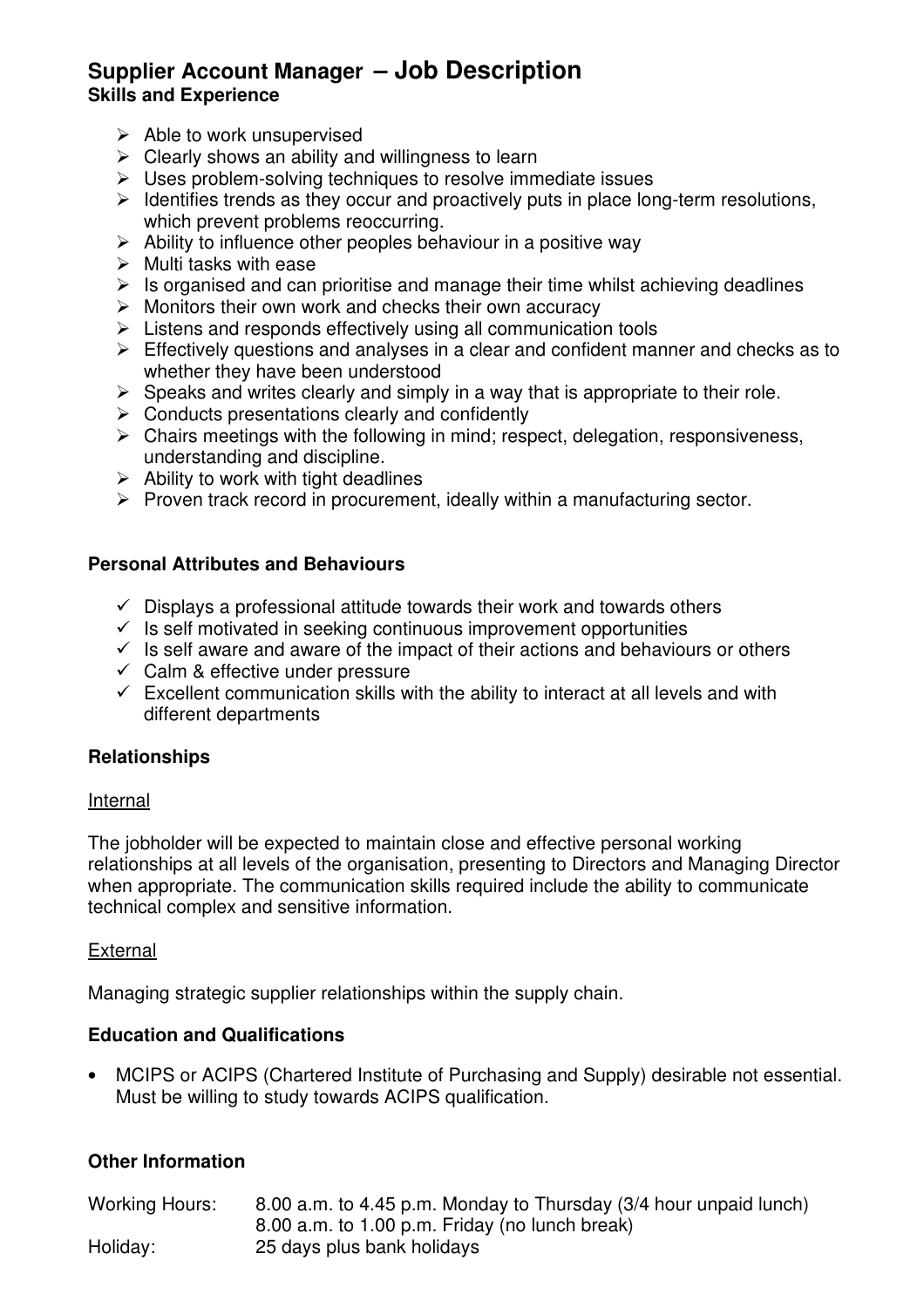# Supplier Account Manager – Job Description

**Skills and Experience**

- Able to work unsupervised
- Clearly shows an ability and willingness to learn
- Uses problem-solving techniques to resolve immediate issues
- Identifies trends as they occur and proactively puts in place long-term resolutions, which prevent problems reoccurring.
- Ability to influence other peoples behaviour in a positive way
- Multi tasks with ease
- Is organised and can prioritise and manage their time whilst achieving deadlines
- Monitors their own work and checks their own accuracy
- Listens and responds effectively using all communication tools
- Effectively questions and analyses in a clear and confident manner and checks as to whether they have been understood
- Speaks and writes clearly and simply in a way that is appropriate to their role.
- Conducts presentations clearly and confidently
- Chairs meetings with the following in mind; respect, delegation, responsiveness, understanding and discipline.
- Ability to work with tight deadlines
- Proven track record in procurement, ideally within a manufacturing sector.

**Personal Attributes and Behaviours**

- ✓ Displays a professional attitude towards their work and towards others
- ✓ Is self motivated in seeking continuous improvement opportunities
- ✓ Is self aware and aware of the impact of their actions and behaviours or others
- ✓ Calm & effective under pressure
- ✓ Excellent communication skills with the ability to interact at all levels and with different departments

**Relationships**

Internal

The jobholder will be expected to maintain close and effective personal working relationships at all levels of the organisation, presenting to Directors and Managing Director when appropriate. The communication skills required include the ability to communicate technical complex and sensitive information.

External

Managing strategic supplier relationships within the supply chain.

**Education and Qualifications**

- MCIPS or ACIPS (Chartered Institute of Purchasing and Supply) desirable not essential. Must be willing to study towards ACIPS qualification.

**Other Information**

| | |
|---|---|
| Working Hours: | 8.00 a.m. to 4.45 p.m. Monday to Thursday (3/4 hour unpaid lunch) |
| | 8.00 a.m. to 1.00 p.m. Friday (no lunch break) |
| Holiday: | 25 days plus bank holidays |